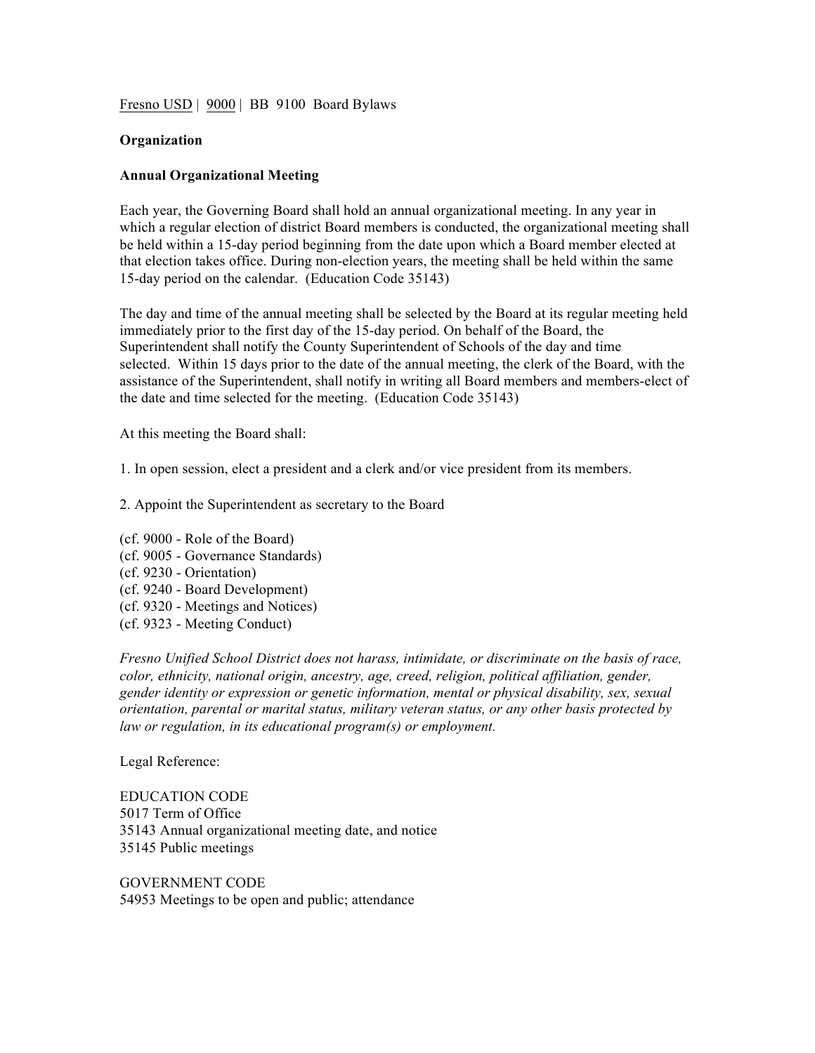Fresno USD | 9000 | BB 9100 Board Bylaws

**Organization**

**Annual Organizational Meeting**

Each year, the Governing Board shall hold an annual organizational meeting. In any year in which a regular election of district Board members is conducted, the organizational meeting shall be held within a 15-day period beginning from the date upon which a Board member elected at that election takes office. During non-election years, the meeting shall be held within the same 15-day period on the calendar. (Education Code 35143)

The day and time of the annual meeting shall be selected by the Board at its regular meeting held immediately prior to the first day of the 15-day period. On behalf of the Board, the Superintendent shall notify the County Superintendent of Schools of the day and time selected. Within 15 days prior to the date of the annual meeting, the clerk of the Board, with the assistance of the Superintendent, shall notify in writing all Board members and members-elect of the date and time selected for the meeting. (Education Code 35143)

At this meeting the Board shall:

1. In open session, elect a president and a clerk and/or vice president from its members.

2. Appoint the Superintendent as secretary to the Board

(cf. 9000 - Role of the Board)
(cf. 9005 - Governance Standards)
(cf. 9230 - Orientation)
(cf. 9240 - Board Development)
(cf. 9320 - Meetings and Notices)
(cf. 9323 - Meeting Conduct)

*Fresno Unified School District does not harass, intimidate, or discriminate on the basis of race, color, ethnicity, national origin, ancestry, age, creed, religion, political affiliation, gender, gender identity or expression or genetic information, mental or physical disability, sex, sexual orientation, parental or marital status, military veteran status, or any other basis protected by law or regulation, in its educational program(s) or employment.*

Legal Reference:

EDUCATION CODE
5017 Term of Office
35143 Annual organizational meeting date, and notice
35145 Public meetings

GOVERNMENT CODE
54953 Meetings to be open and public; attendance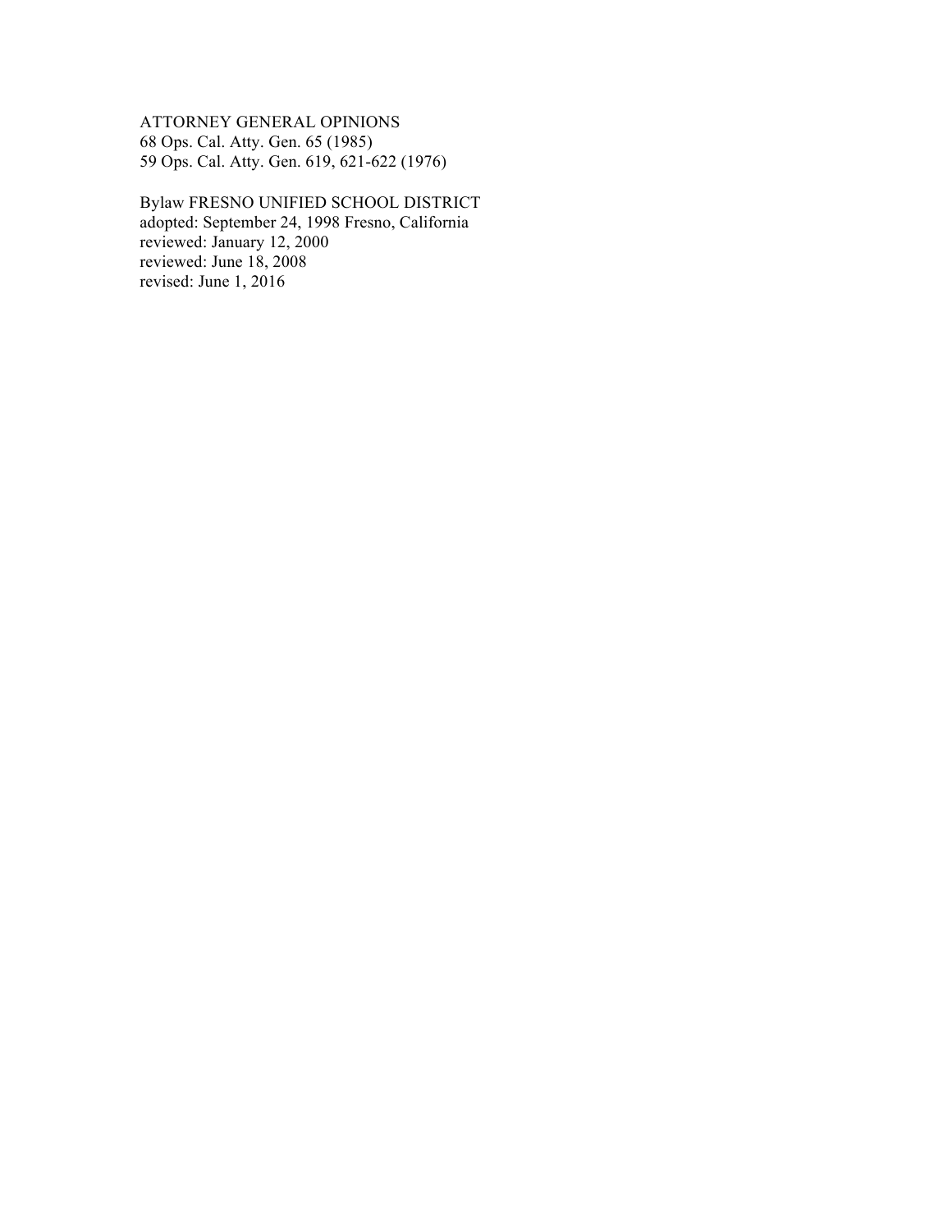ATTORNEY GENERAL OPINIONS
68 Ops. Cal. Atty. Gen. 65 (1985)
59 Ops. Cal. Atty. Gen. 619, 621-622 (1976)

Bylaw FRESNO UNIFIED SCHOOL DISTRICT
adopted: September 24, 1998 Fresno, California
reviewed: January 12, 2000
reviewed: June 18, 2008
revised: June 1, 2016